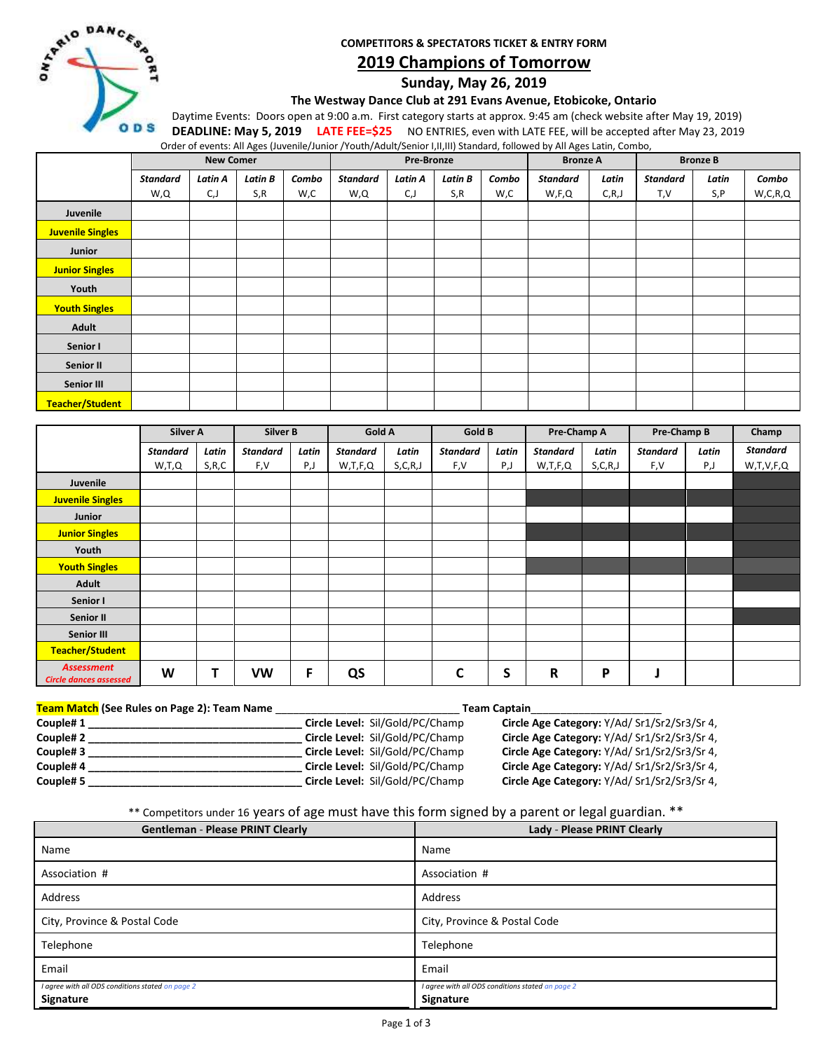COMPETITORS & SPECTATORS TICKET & ENTRY FORM

# 2019 Champions of Tomorrow

## Sunday, May 26, 2019

**The Westway Dance Club at 291 Evans Avenue, Etobicoke, Ontario**

Daytime Events: Doors open at 9:00 a.m. First category starts at approx. 9:45 am (check website after May 19, 2019)

**DEADLINE: May 5, 2019** **LATE FEE=$25** NO ENTRIES, even with LATE FEE, will be accepted after May 23, 2019

Order of events: All Ages (Juvenile/Junior /Youth/Adult/Senior I,II,III) Standard, followed by All Ages Latin, Combo,

| | New Comer | | | | Pre-Bronze | | | | Bronze A | | Bronze B | | |
|---|---|---|---|---|---|---|---|---|---|---|---|---|---|
| | *Standard* W,Q | *Latin A* C,J | *Latin B* S,R | *Combo* W,C | *Standard* W,Q | *Latin A* C,J | *Latin B* S,R | *Combo* W,C | *Standard* W,F,Q | *Latin* C,R,J | *Standard* T,V | *Latin* S,P | *Combo* W,C,R,Q |
| **Juvenile** | | | | | | | | | | | | | |
| **Juvenile Singles** | | | | | | | | | | | | | |
| **Junior** | | | | | | | | | | | | | |
| **Junior Singles** | | | | | | | | | | | | | |
| **Youth** | | | | | | | | | | | | | |
| **Youth Singles** | | | | | | | | | | | | | |
| **Adult** | | | | | | | | | | | | | |
| **Senior I** | | | | | | | | | | | | | |
| **Senior II** | | | | | | | | | | | | | |
| **Senior III** | | | | | | | | | | | | | |
| **Teacher/Student** | | | | | | | | | | | | | |

| | Silver A | | Silver B | | Gold A | | Gold B | | Pre-Champ A | | Pre-Champ B | | Champ |
|---|---|---|---|---|---|---|---|---|---|---|---|---|---|
| | *Standard* W,T,Q | *Latin* S,R,C | *Standard* F,V | *Latin* P,J | *Standard* W,T,F,Q | *Latin* S,C,R,J | *Standard* F,V | *Latin* P,J | *Standard* W,T,F,Q | *Latin* S,C,R,J | *Standard* F,V | *Latin* P,J | *Standard* W,T,V,F,Q |
| **Juvenile** | | | | | | | | | | | | | |
| **Juvenile Singles** | | | | | | | | | | | | | |
| **Junior** | | | | | | | | | | | | | |
| **Junior Singles** | | | | | | | | | | | | | |
| **Youth** | | | | | | | | | | | | | |
| **Youth Singles** | | | | | | | | | | | | | |
| **Adult** | | | | | | | | | | | | | |
| **Senior I** | | | | | | | | | | | | | |
| **Senior II** | | | | | | | | | | | | | |
| **Senior III** | | | | | | | | | | | | | |
| **Teacher/Student** | | | | | | | | | | | | | |
| ***Assessment*** *Circle dances assessed* | **W** | **T** | **VW** | **F** | **QS** | | **C** | **S** | **R** | **P** | **J** | | |

**Team Match (See Rules on Page 2): Team Name** ______________________________ **Team Captain**_____________________

**Couple# 1** ____________________________________ **Circle Level:** Sil/Gold/PC/Champ **Circle Age Category:** Y/Ad/ Sr1/Sr2/Sr3/Sr 4,
**Couple# 2** ____________________________________ **Circle Level:** Sil/Gold/PC/Champ **Circle Age Category:** Y/Ad/ Sr1/Sr2/Sr3/Sr 4,
**Couple# 3** ____________________________________ **Circle Level:** Sil/Gold/PC/Champ **Circle Age Category:** Y/Ad/ Sr1/Sr2/Sr3/Sr 4,
**Couple# 4** ____________________________________ **Circle Level:** Sil/Gold/PC/Champ **Circle Age Category:** Y/Ad/ Sr1/Sr2/Sr3/Sr 4,
**Couple# 5** ____________________________________ **Circle Level:** Sil/Gold/PC/Champ **Circle Age Category:** Y/Ad/ Sr1/Sr2/Sr3/Sr 4,

** Competitors under 16 years of age must have this form signed by a parent or legal guardian. **

| Gentleman - Please PRINT Clearly | Lady - Please PRINT Clearly |
|---|---|
| Name | Name |
| Association # | Association # |
| Address | Address |
| City, Province & Postal Code | City, Province & Postal Code |
| Telephone | Telephone |
| Email | Email |
| *I agree with all ODS conditions stated on page 2* **Signature** | *I agree with all ODS conditions stated on page 2* **Signature** |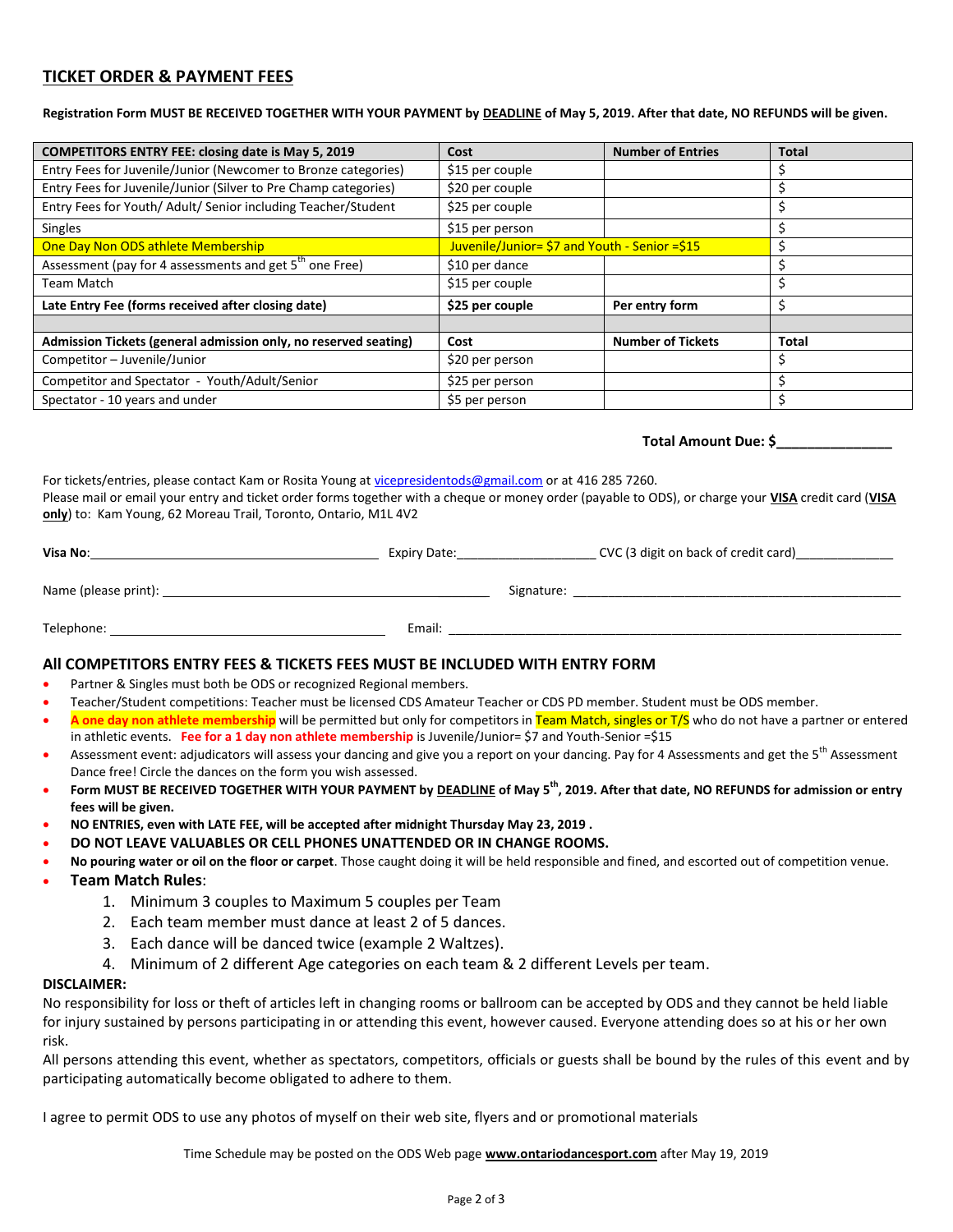## TICKET ORDER & PAYMENT FEES

**Registration Form MUST BE RECEIVED TOGETHER WITH YOUR PAYMENT by DEADLINE of May 5, 2019. After that date, NO REFUNDS will be given.**

| COMPETITORS ENTRY FEE: closing date is May 5, 2019 | Cost | Number of Entries | Total |
|---|---|---|---|
| Entry Fees for Juvenile/Junior (Newcomer to Bronze categories) | $15 per couple | | $ |
| Entry Fees for Juvenile/Junior (Silver to Pre Champ categories) | $20 per couple | | $ |
| Entry Fees for Youth/ Adult/ Senior including Teacher/Student | $25 per couple | | $ |
| Singles | $15 per person | | $ |
| One Day Non ODS athlete Membership | Juvenile/Junior= $7 and Youth - Senior =$15 | | $ |
| Assessment (pay for 4 assessments and get 5th one Free) | $10 per dance | | $ |
| Team Match | $15 per couple | | $ |
| **Late Entry Fee (forms received after closing date)** | **$25 per couple** | **Per entry form** | $ |
| | | | |
| **Admission Tickets (general admission only, no reserved seating)** | **Cost** | **Number of Tickets** | **Total** |
| Competitor – Juvenile/Junior | $20 per person | | $ |
| Competitor and Spectator - Youth/Adult/Senior | $25 per person | | $ |
| Spectator - 10 years and under | $5 per person | | $ |

**Total Amount Due: $_______________**

For tickets/entries, please contact Kam or Rosita Young at vicepresidentods@gmail.com or at 416 285 7260.
Please mail or email your entry and ticket order forms together with a cheque or money order (payable to ODS), or charge your **VISA** credit card (**VISA only**) to: Kam Young, 62 Moreau Trail, Toronto, Ontario, M1L 4V2

**Visa No**:_________________________________________ Expiry Date:____________________ CVC (3 digit on back of credit card)______________

Name (please print): ______________________________________________ Signature: __________________________________________________

Telephone: ________________________________________ Email: ____________________________________________________________________

### All COMPETITORS ENTRY FEES & TICKETS FEES MUST BE INCLUDED WITH ENTRY FORM

- Partner & Singles must both be ODS or recognized Regional members.
- Teacher/Student competitions: Teacher must be licensed CDS Amateur Teacher or CDS PD member. Student must be ODS member.
- **A one day non athlete membership** will be permitted but only for competitors in Team Match, singles or T/S who do not have a partner or entered in athletic events. **Fee for a 1 day non athlete membership** is Juvenile/Junior= $7 and Youth-Senior =$15
- Assessment event: adjudicators will assess your dancing and give you a report on your dancing. Pay for 4 Assessments and get the 5th Assessment Dance free! Circle the dances on the form you wish assessed.
- **Form MUST BE RECEIVED TOGETHER WITH YOUR PAYMENT by DEADLINE of May 5th, 2019. After that date, NO REFUNDS for admission or entry fees will be given.**
- **NO ENTRIES, even with LATE FEE, will be accepted after midnight Thursday May 23, 2019 .**
- **DO NOT LEAVE VALUABLES OR CELL PHONES UNATTENDED OR IN CHANGE ROOMS.**
- **No pouring water or oil on the floor or carpet**. Those caught doing it will be held responsible and fined, and escorted out of competition venue.
- **Team Match Rules**:
  1. Minimum 3 couples to Maximum 5 couples per Team
  2. Each team member must dance at least 2 of 5 dances.
  3. Each dance will be danced twice (example 2 Waltzes).
  4. Minimum of 2 different Age categories on each team & 2 different Levels per team.

**DISCLAIMER:**

No responsibility for loss or theft of articles left in changing rooms or ballroom can be accepted by ODS and they cannot be held liable for injury sustained by persons participating in or attending this event, however caused. Everyone attending does so at his or her own risk.

All persons attending this event, whether as spectators, competitors, officials or guests shall be bound by the rules of this event and by participating automatically become obligated to adhere to them.

I agree to permit ODS to use any photos of myself on their web site, flyers and or promotional materials

Time Schedule may be posted on the ODS Web page **www.ontariodancesport.com** after May 19, 2019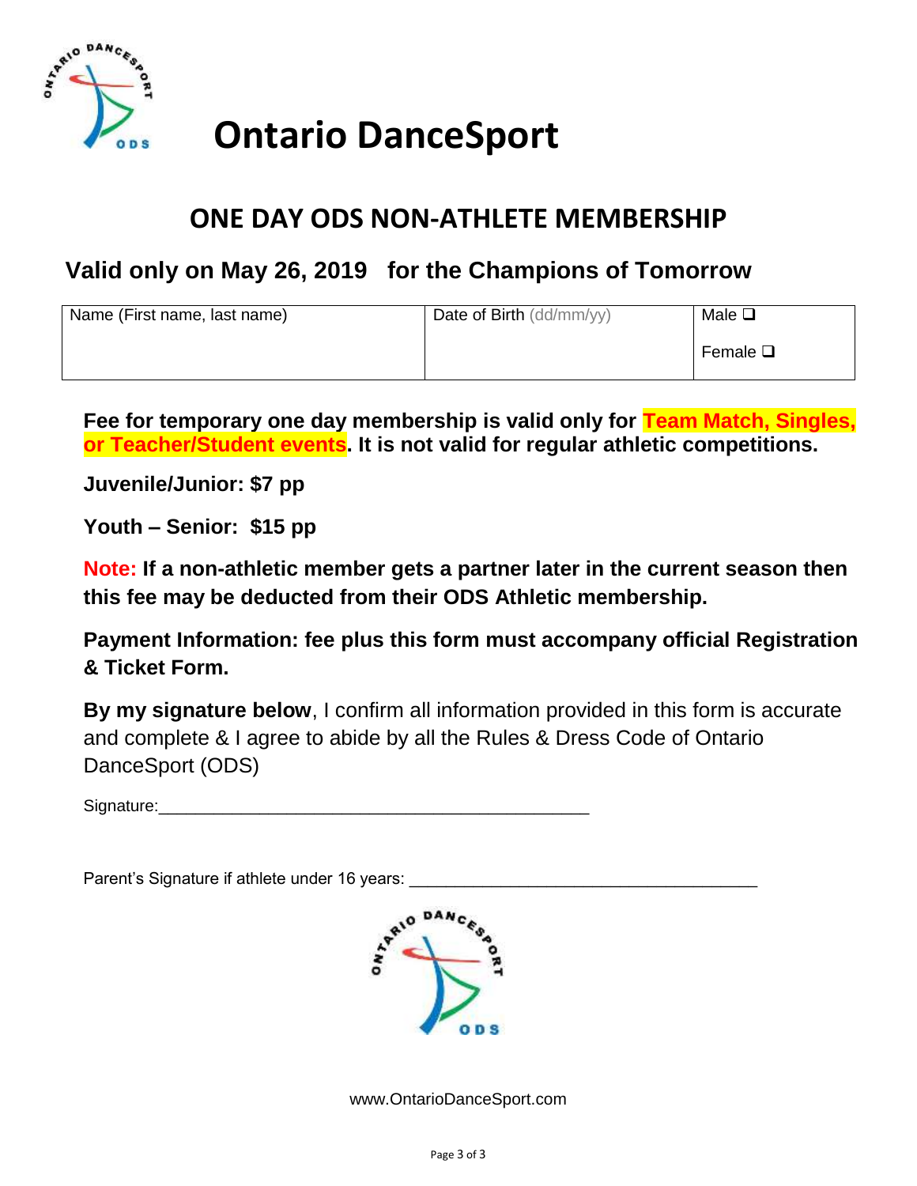# Ontario DanceSport

## ONE DAY ODS NON-ATHLETE MEMBERSHIP

### Valid only on May 26, 2019 for the Champions of Tomorrow

| Name (First name, last name) | Date of Birth (dd/mm/yy) | Male ❑<br>Female ❑ |
|---|---|---|
| | | |

**Fee for temporary one day membership is valid only for Team Match, Singles, or Teacher/Student events. It is not valid for regular athletic competitions.**

**Juvenile/Junior: $7 pp**

**Youth – Senior: $15 pp**

**Note: If a non-athletic member gets a partner later in the current season then this fee may be deducted from their ODS Athletic membership.**

**Payment Information: fee plus this form must accompany official Registration & Ticket Form.**

**By my signature below**, I confirm all information provided in this form is accurate and complete & I agree to abide by all the Rules & Dress Code of Ontario DanceSport (ODS)

Signature:_______________________________________________

Parent's Signature if athlete under 16 years: _____________________________________

www.OntarioDanceSport.com